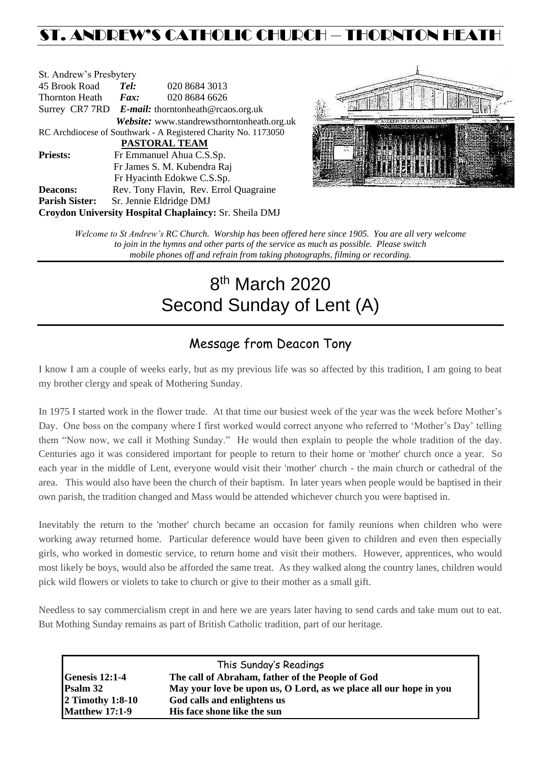# ST. ANDREW'S CATHOLIC CHURCH – THORNTON HEATH

St. Andrew's Presbytery
45 Brook Road **Tel:** 020 8684 3013
Thornton Heath **Fax:** 020 8684 6626
Surrey CR7 7RD ***E-mail:*** thorntonheath@rcaos.org.uk
***Website:*** www.standrewsthorntonheath.org.uk
RC Archdiocese of Southwark - A Registered Charity No. 1173050

**PASTORAL TEAM**

**Priests:** Fr Emmanuel Ahua C.S.Sp.
Fr James S. M. Kubendra Raj
Fr Hyacinth Edokwe C.S.Sp.
**Deacons:** Rev. Tony Flavin, Rev. Errol Quagraine
**Parish Sister:** Sr. Jennie Eldridge DMJ
**Croydon University Hospital Chaplaincy:** Sr. Sheila DMJ

*Welcome to St Andrew's RC Church. Worship has been offered here since 1905. You are all very welcome to join in the hymns and other parts of the service as much as possible. Please switch mobile phones off and refrain from taking photographs, filming or recording.*

# 8th March 2020
# Second Sunday of Lent (A)

## Message from Deacon Tony

I know I am a couple of weeks early, but as my previous life was so affected by this tradition, I am going to beat my brother clergy and speak of Mothering Sunday.

In 1975 I started work in the flower trade. At that time our busiest week of the year was the week before Mother's Day. One boss on the company where I first worked would correct anyone who referred to 'Mother's Day' telling them "Now now, we call it Mothing Sunday." He would then explain to people the whole tradition of the day. Centuries ago it was considered important for people to return to their home or 'mother' church once a year. So each year in the middle of Lent, everyone would visit their 'mother' church - the main church or cathedral of the area. This would also have been the church of their baptism. In later years when people would be baptised in their own parish, the tradition changed and Mass would be attended whichever church you were baptised in.

Inevitably the return to the 'mother' church became an occasion for family reunions when children who were working away returned home. Particular deference would have been given to children and even then especially girls, who worked in domestic service, to return home and visit their mothers. However, apprentices, who would most likely be boys, would also be afforded the same treat. As they walked along the country lanes, children would pick wild flowers or violets to take to church or give to their mother as a small gift.

Needless to say commercialism crept in and here we are years later having to send cards and take mum out to eat. But Mothing Sunday remains as part of British Catholic tradition, part of our heritage.

| This Sunday's Readings | |
|---|---|
| **Genesis 12:1-4** | **The call of Abraham, father of the People of God** |
| **Psalm 32** | **May your love be upon us, O Lord, as we place all our hope in you** |
| **2 Timothy 1:8-10** | **God calls and enlightens us** |
| **Matthew 17:1-9** | **His face shone like the sun** |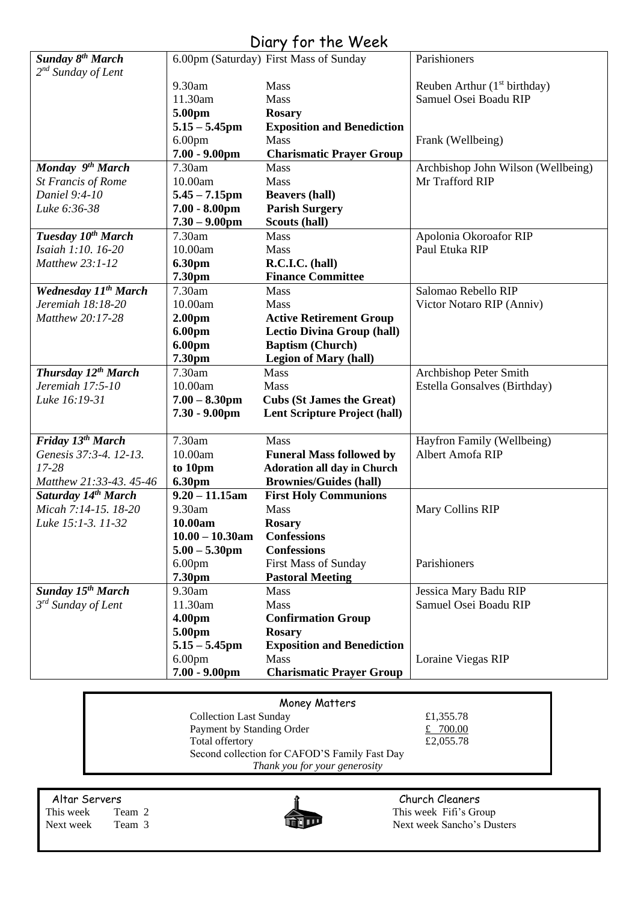# Diary for the Week

| | | | |
|---|---|---|---|
| ***Sunday 8th March*** *2nd Sunday of Lent* | 6.00pm (Saturday) | First Mass of Sunday | Parishioners |
| | 9.30am | Mass | Reuben Arthur (1st birthday) |
| | 11.30am | Mass | Samuel Osei Boadu RIP |
| | **5.00pm** | **Rosary** | |
| | **5.15 – 5.45pm** | **Exposition and Benediction** | |
| | 6.00pm | Mass | Frank (Wellbeing) |
| | **7.00 - 9.00pm** | **Charismatic Prayer Group** | |
| ***Monday 9th March*** | 7.30am | Mass | Archbishop John Wilson (Wellbeing) |
| *St Francis of Rome* | 10.00am | Mass | Mr Trafford RIP |
| *Daniel 9:4-10* | **5.45 – 7.15pm** | **Beavers (hall)** | |
| *Luke 6:36-38* | **7.00 - 8.00pm** | **Parish Surgery** | |
| | **7.30 – 9.00pm** | **Scouts (hall)** | |
| ***Tuesday 10th March*** | 7.30am | Mass | Apolonia Okoroafor RIP |
| *Isaiah 1:10. 16-20* | 10.00am | Mass | Paul Etuka RIP |
| *Matthew 23:1-12* | **6.30pm** | **R.C.I.C. (hall)** | |
| | **7.30pm** | **Finance Committee** | |
| ***Wednesday 11th March*** | 7.30am | Mass | Salomao Rebello RIP |
| *Jeremiah 18:18-20* | 10.00am | Mass | Victor Notaro RIP (Anniv) |
| *Matthew 20:17-28* | **2.00pm** | **Active Retirement Group** | |
| | **6.00pm** | **Lectio Divina Group (hall)** | |
| | **6.00pm** | **Baptism (Church)** | |
| | **7.30pm** | **Legion of Mary (hall)** | |
| ***Thursday 12th March*** | 7.30am | Mass | Archbishop Peter Smith |
| *Jeremiah 17:5-10* | 10.00am | Mass | Estella Gonsalves (Birthday) |
| *Luke 16:19-31* | **7.00 – 8.30pm** | **Cubs (St James the Great)** | |
| | **7.30 - 9.00pm** | **Lent Scripture Project (hall)** | |
| ***Friday 13th March*** | 7.30am | Mass | Hayfron Family (Wellbeing) |
| *Genesis 37:3-4. 12-13. 17-28* | 10.00am | **Funeral Mass followed by** | Albert Amofa RIP |
| | **to 10pm** | **Adoration all day in Church** | |
| *Matthew 21:33-43. 45-46* | **6.30pm** | **Brownies/Guides (hall)** | |
| ***Saturday 14th March*** | **9.20 – 11.15am** | **First Holy Communions** | |
| *Micah 7:14-15. 18-20* | 9.30am | Mass | Mary Collins RIP |
| *Luke 15:1-3. 11-32* | **10.00am** | **Rosary** | |
| | **10.00 – 10.30am** | **Confessions** | |
| | **5.00 – 5.30pm** | **Confessions** | |
| | 6.00pm | First Mass of Sunday | Parishioners |
| | **7.30pm** | **Pastoral Meeting** | |
| ***Sunday 15th March*** | 9.30am | Mass | Jessica Mary Badu RIP |
| *3rd Sunday of Lent* | 11.30am | Mass | Samuel Osei Boadu RIP |
| | **4.00pm** | **Confirmation Group** | |
| | **5.00pm** | **Rosary** | |
| | **5.15 – 5.45pm** | **Exposition and Benediction** | |
| | 6.00pm | Mass | Loraine Viegas RIP |
| | **7.00 - 9.00pm** | **Charismatic Prayer Group** | |

## Money Matters

| | |
|---|---|
| Collection Last Sunday | £1,355.78 |
| Payment by Standing Order | £ 700.00 |
| Total offertory | £2,055.78 |

Second collection for CAFOD'S Family Fast Day

*Thank you for your generosity*

**Altar Servers**
This week Team 2
Next week Team 3

**Church Cleaners**
This week Fifi's Group
Next week Sancho's Dusters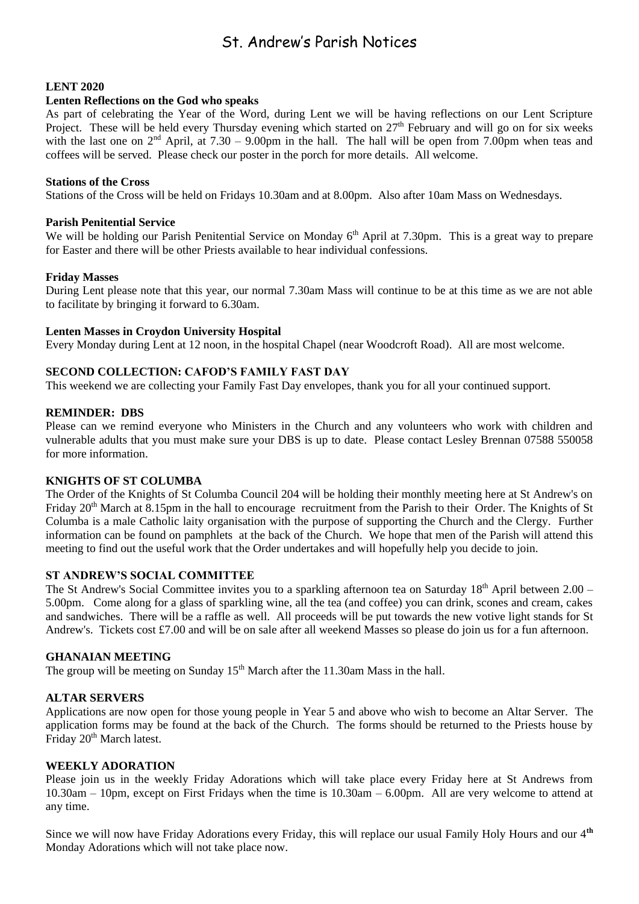# St. Andrew's Parish Notices

**LENT 2020**

**Lenten Reflections on the God who speaks**

As part of celebrating the Year of the Word, during Lent we will be having reflections on our Lent Scripture Project. These will be held every Thursday evening which started on 27th February and will go on for six weeks with the last one on 2nd April, at 7.30 – 9.00pm in the hall. The hall will be open from 7.00pm when teas and coffees will be served. Please check our poster in the porch for more details. All welcome.

**Stations of the Cross**

Stations of the Cross will be held on Fridays 10.30am and at 8.00pm. Also after 10am Mass on Wednesdays.

**Parish Penitential Service**

We will be holding our Parish Penitential Service on Monday 6th April at 7.30pm. This is a great way to prepare for Easter and there will be other Priests available to hear individual confessions.

**Friday Masses**

During Lent please note that this year, our normal 7.30am Mass will continue to be at this time as we are not able to facilitate by bringing it forward to 6.30am.

**Lenten Masses in Croydon University Hospital**

Every Monday during Lent at 12 noon, in the hospital Chapel (near Woodcroft Road). All are most welcome.

**SECOND COLLECTION: CAFOD'S FAMILY FAST DAY**

This weekend we are collecting your Family Fast Day envelopes, thank you for all your continued support.

**REMINDER: DBS**

Please can we remind everyone who Ministers in the Church and any volunteers who work with children and vulnerable adults that you must make sure your DBS is up to date. Please contact Lesley Brennan 07588 550058 for more information.

**KNIGHTS OF ST COLUMBA**

The Order of the Knights of St Columba Council 204 will be holding their monthly meeting here at St Andrew's on Friday 20th March at 8.15pm in the hall to encourage recruitment from the Parish to their Order. The Knights of St Columba is a male Catholic laity organisation with the purpose of supporting the Church and the Clergy. Further information can be found on pamphlets at the back of the Church. We hope that men of the Parish will attend this meeting to find out the useful work that the Order undertakes and will hopefully help you decide to join.

**ST ANDREW'S SOCIAL COMMITTEE**

The St Andrew's Social Committee invites you to a sparkling afternoon tea on Saturday 18th April between 2.00 – 5.00pm. Come along for a glass of sparkling wine, all the tea (and coffee) you can drink, scones and cream, cakes and sandwiches. There will be a raffle as well. All proceeds will be put towards the new votive light stands for St Andrew's. Tickets cost £7.00 and will be on sale after all weekend Masses so please do join us for a fun afternoon.

**GHANAIAN MEETING**

The group will be meeting on Sunday 15th March after the 11.30am Mass in the hall.

**ALTAR SERVERS**

Applications are now open for those young people in Year 5 and above who wish to become an Altar Server. The application forms may be found at the back of the Church. The forms should be returned to the Priests house by Friday 20th March latest.

**WEEKLY ADORATION**

Please join us in the weekly Friday Adorations which will take place every Friday here at St Andrews from 10.30am – 10pm, except on First Fridays when the time is 10.30am – 6.00pm. All are very welcome to attend at any time.

Since we will now have Friday Adorations every Friday, this will replace our usual Family Holy Hours and our 4th Monday Adorations which will not take place now.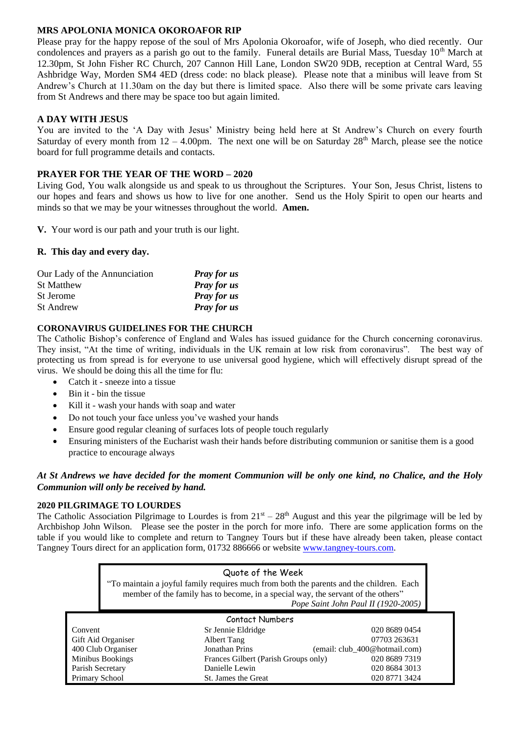## MRS APOLONIA MONICA OKOROAFOR RIP

Please pray for the happy repose of the soul of Mrs Apolonia Okoroafor, wife of Joseph, who died recently. Our condolences and prayers as a parish go out to the family. Funeral details are Burial Mass, Tuesday 10th March at 12.30pm, St John Fisher RC Church, 207 Cannon Hill Lane, London SW20 9DB, reception at Central Ward, 55 Ashbridge Way, Morden SM4 4ED (dress code: no black please). Please note that a minibus will leave from St Andrew's Church at 11.30am on the day but there is limited space. Also there will be some private cars leaving from St Andrews and there may be space too but again limited.

## A DAY WITH JESUS

You are invited to the 'A Day with Jesus' Ministry being held here at St Andrew's Church on every fourth Saturday of every month from 12 – 4.00pm. The next one will be on Saturday 28th March, please see the notice board for full programme details and contacts.

## PRAYER FOR THE YEAR OF THE WORD – 2020

Living God, You walk alongside us and speak to us throughout the Scriptures. Your Son, Jesus Christ, listens to our hopes and fears and shows us how to live for one another. Send us the Holy Spirit to open our hearts and minds so that we may be your witnesses throughout the world. **Amen.**

**V.** Your word is our path and your truth is our light.

**R. This day and every day.**

| | |
|---|---|
| Our Lady of the Annunciation | ***Pray for us*** |
| St Matthew | ***Pray for us*** |
| St Jerome | ***Pray for us*** |
| St Andrew | ***Pray for us*** |

## CORONAVIRUS GUIDELINES FOR THE CHURCH

The Catholic Bishop's conference of England and Wales has issued guidance for the Church concerning coronavirus. They insist, "At the time of writing, individuals in the UK remain at low risk from coronavirus". The best way of protecting us from spread is for everyone to use universal good hygiene, which will effectively disrupt spread of the virus. We should be doing this all the time for flu:

- Catch it - sneeze into a tissue
- Bin it - bin the tissue
- Kill it - wash your hands with soap and water
- Do not touch your face unless you've washed your hands
- Ensure good regular cleaning of surfaces lots of people touch regularly
- Ensuring ministers of the Eucharist wash their hands before distributing communion or sanitise them is a good practice to encourage always

***At St Andrews we have decided for the moment Communion will be only one kind, no Chalice, and the Holy Communion will only be received by hand.***

## 2020 PILGRIMAGE TO LOURDES

The Catholic Association Pilgrimage to Lourdes is from 21st – 28th August and this year the pilgrimage will be led by Archbishop John Wilson. Please see the poster in the porch for more info. There are some application forms on the table if you would like to complete and return to Tangney Tours but if these have already been taken, please contact Tangney Tours direct for an application form, 01732 886666 or website www.tangney-tours.com.

Quote of the Week

"To maintain a joyful family requires much from both the parents and the children. Each member of the family has to become, in a special way, the servant of the others"

*Pope Saint John Paul II (1920-2005)*

Contact Numbers

| | | |
|---|---|---|
| Convent | Sr Jennie Eldridge | 020 8689 0454 |
| Gift Aid Organiser | Albert Tang | 07703 263631 |
| 400 Club Organiser | Jonathan Prins | (email: club_400@hotmail.com) |
| Minibus Bookings | Frances Gilbert (Parish Groups only) | 020 8689 7319 |
| Parish Secretary | Danielle Lewin | 020 8684 3013 |
| Primary School | St. James the Great | 020 8771 3424 |